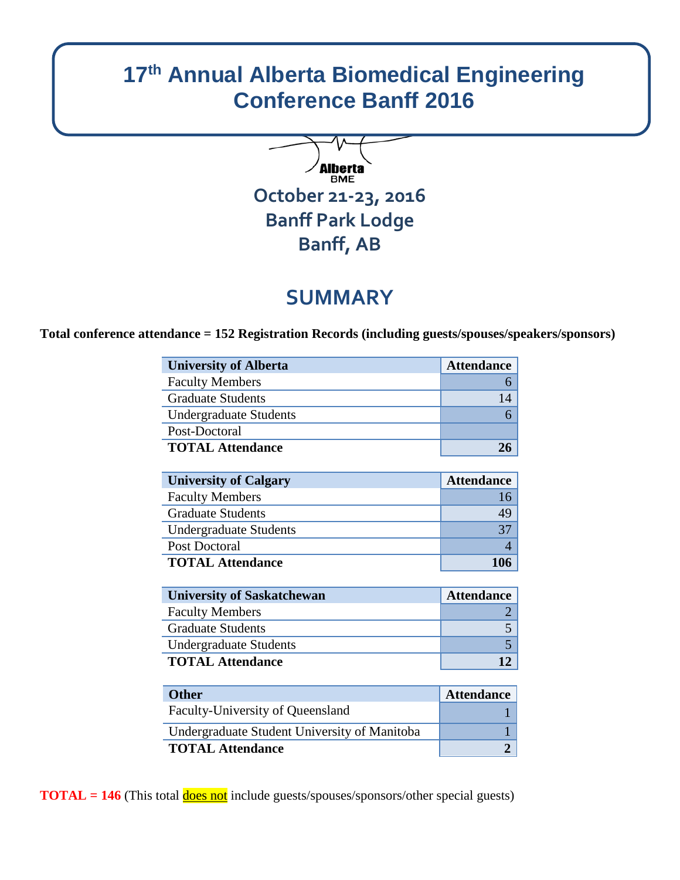# 17th Annual Alberta Biomedical Engineering Conference Banff 2016

Alberta BME

## October 21-23, 2016
## Banff Park Lodge
## Banff, AB

## SUMMARY

**Total conference attendance = 152 Registration Records (including guests/spouses/speakers/sponsors)**

| University of Alberta | Attendance |
|---|---|
| Faculty Members | 6 |
| Graduate Students | 14 |
| Undergraduate Students | 6 |
| Post-Doctoral | |
| **TOTAL Attendance** | **26** |

| University of Calgary | Attendance |
|---|---|
| Faculty Members | 16 |
| Graduate Students | 49 |
| Undergraduate Students | 37 |
| Post Doctoral | 4 |
| **TOTAL Attendance** | **106** |

| University of Saskatchewan | Attendance |
|---|---|
| Faculty Members | 2 |
| Graduate Students | 5 |
| Undergraduate Students | 5 |
| **TOTAL Attendance** | **12** |

| Other | Attendance |
|---|---|
| Faculty-University of Queensland | 1 |
| Undergraduate Student University of Manitoba | 1 |
| **TOTAL Attendance** | **2** |

**TOTAL = 146** (This total does not include guests/spouses/sponsors/other special guests)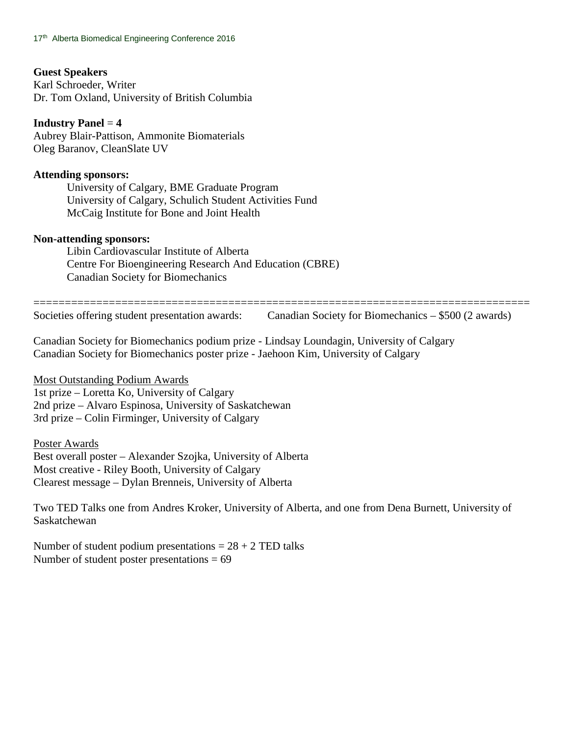**Guest Speakers**
Karl Schroeder, Writer
Dr. Tom Oxland, University of British Columbia

**Industry Panel = 4**
Aubrey Blair-Pattison, Ammonite Biomaterials
Oleg Baranov, CleanSlate UV

**Attending sponsors:**

University of Calgary, BME Graduate Program
University of Calgary, Schulich Student Activities Fund
McCaig Institute for Bone and Joint Health

**Non-attending sponsors:**

Libin Cardiovascular Institute of Alberta
Centre For Bioengineering Research And Education (CBRE)
Canadian Society for Biomechanics

==============================================================================

Societies offering student presentation awards: Canadian Society for Biomechanics – $500 (2 awards)

Canadian Society for Biomechanics podium prize - Lindsay Loundagin, University of Calgary
Canadian Society for Biomechanics poster prize - Jaehoon Kim, University of Calgary

<u>Most Outstanding Podium Awards</u>
1st prize – Loretta Ko, University of Calgary
2nd prize – Alvaro Espinosa, University of Saskatchewan
3rd prize – Colin Firminger, University of Calgary

<u>Poster Awards</u>
Best overall poster – Alexander Szojka, University of Alberta
Most creative - Riley Booth, University of Calgary
Clearest message – Dylan Brenneis, University of Alberta

Two TED Talks one from Andres Kroker, University of Alberta, and one from Dena Burnett, University of Saskatchewan

Number of student podium presentations = 28 + 2 TED talks
Number of student poster presentations = 69